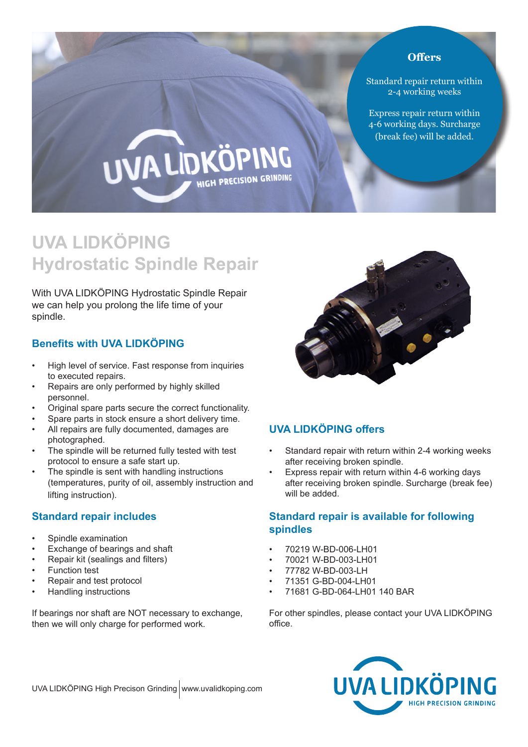## Offers

Standard repair return within 2-4 working weeks

Express repair return within 4-6 working days. Surcharge (break fee) will be added.

# UVA LIDKÖPING Hydrostatic Spindle Repair

With UVA LIDKÖPING Hydrostatic Spindle Repair we can help you prolong the life time of your spindle.

### Benefits with UVA LIDKÖPING

- High level of service. Fast response from inquiries to executed repairs.
- Repairs are only performed by highly skilled personnel.
- Original spare parts secure the correct functionality.
- Spare parts in stock ensure a short delivery time.
- All repairs are fully documented, damages are photographed.
- The spindle will be returned fully tested with test protocol to ensure a safe start up.
- The spindle is sent with handling instructions (temperatures, purity of oil, assembly instruction and lifting instruction).

### Standard repair includes

- Spindle examination
- Exchange of bearings and shaft
- Repair kit (sealings and filters)
- Function test
- Repair and test protocol
- Handling instructions

If bearings nor shaft are NOT necessary to exchange, then we will only charge for performed work.

### UVA LIDKÖPING offers

- Standard repair with return within 2-4 working weeks after receiving broken spindle.
- Express repair with return within 4-6 working days after receiving broken spindle. Surcharge (break fee) will be added.

### Standard repair is available for following spindles

- 70219 W-BD-006-LH01
- 70021 W-BD-003-LH01
- 77782 W-BD-003-LH
- 71351 G-BD-004-LH01
- 71681 G-BD-064-LH01 140 BAR

For other spindles, please contact your UVA LIDKÖPING office.

UVA LIDKÖPING High Precison Grinding | www.uvalidkoping.com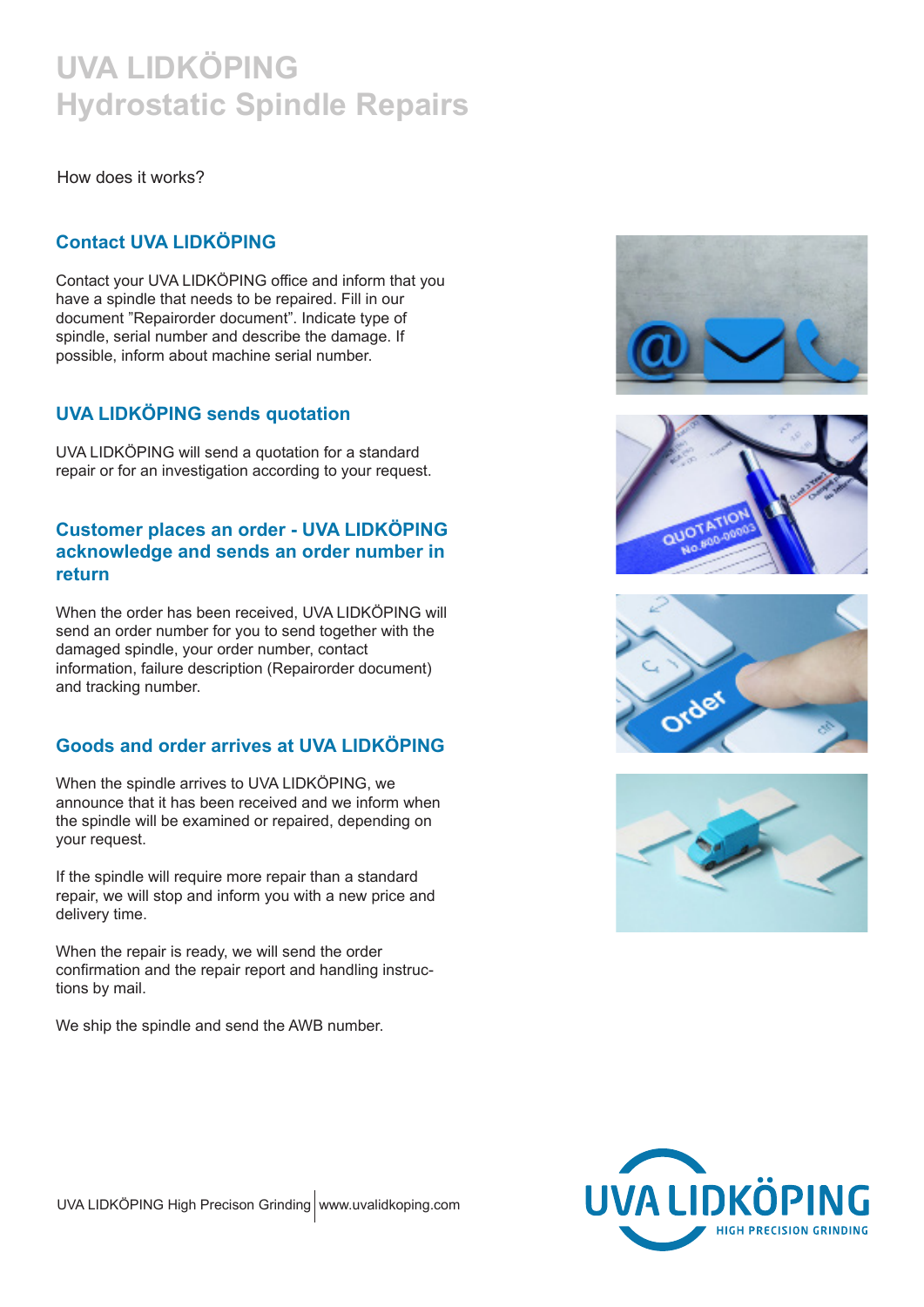# UVA LIDKÖPING
# Hydrostatic Spindle Repairs

How does it works?

## Contact UVA LIDKÖPING

Contact your UVA LIDKÖPING office and inform that you have a spindle that needs to be repaired. Fill in our document ”Repairorder document”. Indicate type of spindle, serial number and describe the damage. If possible, inform about machine serial number.

## UVA LIDKÖPING sends quotation

UVA LIDKÖPING will send a quotation for a standard repair or for an investigation according to your request.

## Customer places an order - UVA LIDKÖPING acknowledge and sends an order number in return

When the order has been received, UVA LIDKÖPING will send an order number for you to send together with the damaged spindle, your order number, contact information, failure description (Repairorder document) and tracking number.

## Goods and order arrives at UVA LIDKÖPING

When the spindle arrives to UVA LIDKÖPING, we announce that it has been received and we inform when the spindle will be examined or repaired, depending on your request.

If the spindle will require more repair than a standard repair, we will stop and inform you with a new price and delivery time.

When the repair is ready, we will send the order confirmation and the repair report and handling instructions by mail.

We ship the spindle and send the AWB number.

UVA LIDKÖPING High Precison Grinding | www.uvalidkoping.com